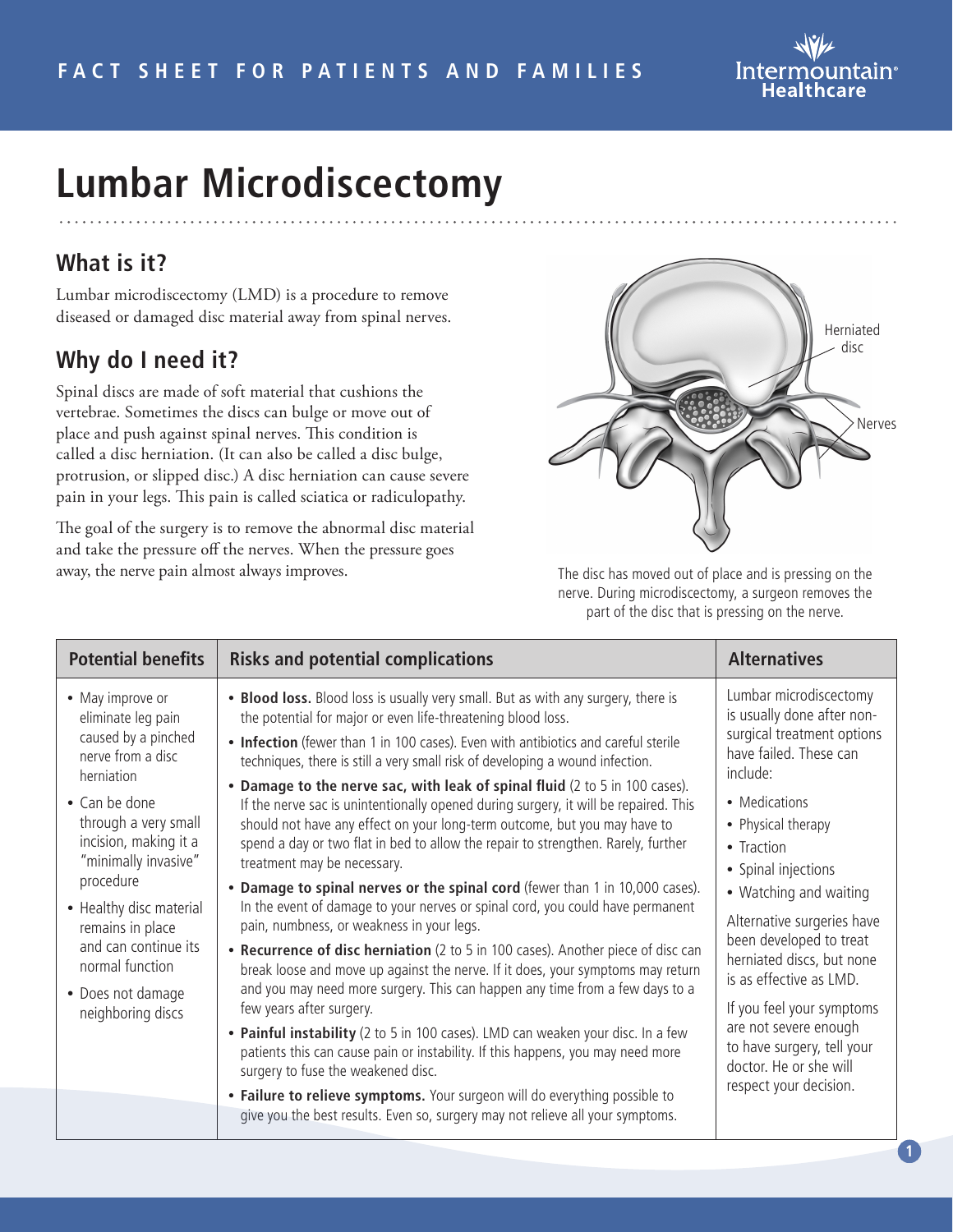FACT SHEET FOR PATIENTS AND FAMILIES

# Lumbar Microdiscectomy

## What is it?

Lumbar microdiscectomy (LMD) is a procedure to remove diseased or damaged disc material away from spinal nerves.

## Why do I need it?

Spinal discs are made of soft material that cushions the vertebrae. Sometimes the discs can bulge or move out of place and push against spinal nerves. This condition is called a disc herniation. (It can also be called a disc bulge, protrusion, or slipped disc.) A disc herniation can cause severe pain in your legs. This pain is called sciatica or radiculopathy.

The goal of the surgery is to remove the abnormal disc material and take the pressure off the nerves. When the pressure goes away, the nerve pain almost always improves.

The disc has moved out of place and is pressing on the nerve. During microdiscectomy, a surgeon removes the part of the disc that is pressing on the nerve.

| Potential benefits | Risks and potential complications | Alternatives |
|---|---|---|
| • May improve or eliminate leg pain caused by a pinched nerve from a disc herniation<br>• Can be done through a very small incision, making it a "minimally invasive" procedure<br>• Healthy disc material remains in place and can continue its normal function<br>• Does not damage neighboring discs | • **Blood loss.** Blood loss is usually very small. But as with any surgery, there is the potential for major or even life-threatening blood loss.<br>• **Infection** (fewer than 1 in 100 cases). Even with antibiotics and careful sterile techniques, there is still a very small risk of developing a wound infection.<br>• **Damage to the nerve sac, with leak of spinal fluid** (2 to 5 in 100 cases). If the nerve sac is unintentionally opened during surgery, it will be repaired. This should not have any effect on your long-term outcome, but you may have to spend a day or two flat in bed to allow the repair to strengthen. Rarely, further treatment may be necessary.<br>• **Damage to spinal nerves or the spinal cord** (fewer than 1 in 10,000 cases). In the event of damage to your nerves or spinal cord, you could have permanent pain, numbness, or weakness in your legs.<br>• **Recurrence of disc herniation** (2 to 5 in 100 cases). Another piece of disc can break loose and move up against the nerve. If it does, your symptoms may return and you may need more surgery. This can happen any time from a few days to a few years after surgery.<br>• **Painful instability** (2 to 5 in 100 cases). LMD can weaken your disc. In a few patients this can cause pain or instability. If this happens, you may need more surgery to fuse the weakened disc.<br>• **Failure to relieve symptoms.** Your surgeon will do everything possible to give you the best results. Even so, surgery may not relieve all your symptoms. | Lumbar microdiscectomy is usually done after non-surgical treatment options have failed. These can include:<br>• Medications<br>• Physical therapy<br>• Traction<br>• Spinal injections<br>• Watching and waiting<br>Alternative surgeries have been developed to treat herniated discs, but none is as effective as LMD.<br>If you feel your symptoms are not severe enough to have surgery, tell your doctor. He or she will respect your decision. |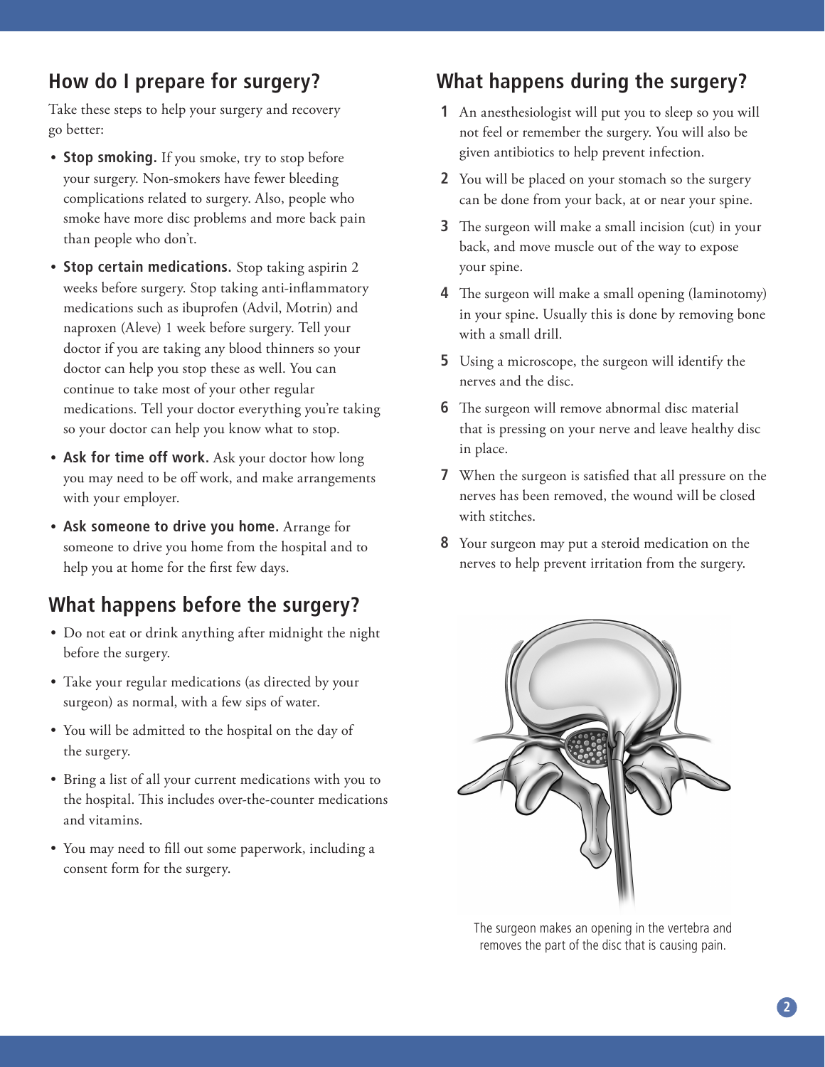## How do I prepare for surgery?

Take these steps to help your surgery and recovery go better:

- **Stop smoking.** If you smoke, try to stop before your surgery. Non-smokers have fewer bleeding complications related to surgery. Also, people who smoke have more disc problems and more back pain than people who don't.
- **Stop certain medications.** Stop taking aspirin 2 weeks before surgery. Stop taking anti-inflammatory medications such as ibuprofen (Advil, Motrin) and naproxen (Aleve) 1 week before surgery. Tell your doctor if you are taking any blood thinners so your doctor can help you stop these as well. You can continue to take most of your other regular medications. Tell your doctor everything you're taking so your doctor can help you know what to stop.
- **Ask for time off work.** Ask your doctor how long you may need to be off work, and make arrangements with your employer.
- **Ask someone to drive you home.** Arrange for someone to drive you home from the hospital and to help you at home for the first few days.

## What happens before the surgery?

- Do not eat or drink anything after midnight the night before the surgery.
- Take your regular medications (as directed by your surgeon) as normal, with a few sips of water.
- You will be admitted to the hospital on the day of the surgery.
- Bring a list of all your current medications with you to the hospital. This includes over-the-counter medications and vitamins.
- You may need to fill out some paperwork, including a consent form for the surgery.

## What happens during the surgery?

1. An anesthesiologist will put you to sleep so you will not feel or remember the surgery. You will also be given antibiotics to help prevent infection.
2. You will be placed on your stomach so the surgery can be done from your back, at or near your spine.
3. The surgeon will make a small incision (cut) in your back, and move muscle out of the way to expose your spine.
4. The surgeon will make a small opening (laminotomy) in your spine. Usually this is done by removing bone with a small drill.
5. Using a microscope, the surgeon will identify the nerves and the disc.
6. The surgeon will remove abnormal disc material that is pressing on your nerve and leave healthy disc in place.
7. When the surgeon is satisfied that all pressure on the nerves has been removed, the wound will be closed with stitches.
8. Your surgeon may put a steroid medication on the nerves to help prevent irritation from the surgery.

The surgeon makes an opening in the vertebra and removes the part of the disc that is causing pain.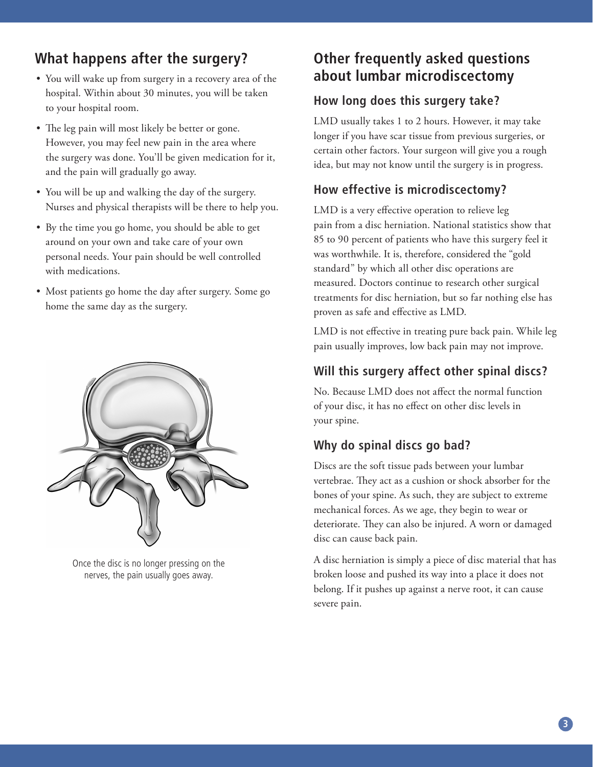## What happens after the surgery?

- You will wake up from surgery in a recovery area of the hospital. Within about 30 minutes, you will be taken to your hospital room.
- The leg pain will most likely be better or gone. However, you may feel new pain in the area where the surgery was done. You'll be given medication for it, and the pain will gradually go away.
- You will be up and walking the day of the surgery. Nurses and physical therapists will be there to help you.
- By the time you go home, you should be able to get around on your own and take care of your own personal needs. Your pain should be well controlled with medications.
- Most patients go home the day after surgery. Some go home the same day as the surgery.

Once the disc is no longer pressing on the nerves, the pain usually goes away.

## Other frequently asked questions about lumbar microdiscectomy

### How long does this surgery take?

LMD usually takes 1 to 2 hours. However, it may take longer if you have scar tissue from previous surgeries, or certain other factors. Your surgeon will give you a rough idea, but may not know until the surgery is in progress.

### How effective is microdiscectomy?

LMD is a very effective operation to relieve leg pain from a disc herniation. National statistics show that 85 to 90 percent of patients who have this surgery feel it was worthwhile. It is, therefore, considered the "gold standard" by which all other disc operations are measured. Doctors continue to research other surgical treatments for disc herniation, but so far nothing else has proven as safe and effective as LMD.

LMD is not effective in treating pure back pain. While leg pain usually improves, low back pain may not improve.

### Will this surgery affect other spinal discs?

No. Because LMD does not affect the normal function of your disc, it has no effect on other disc levels in your spine.

### Why do spinal discs go bad?

Discs are the soft tissue pads between your lumbar vertebrae. They act as a cushion or shock absorber for the bones of your spine. As such, they are subject to extreme mechanical forces. As we age, they begin to wear or deteriorate. They can also be injured. A worn or damaged disc can cause back pain.

A disc herniation is simply a piece of disc material that has broken loose and pushed its way into a place it does not belong. If it pushes up against a nerve root, it can cause severe pain.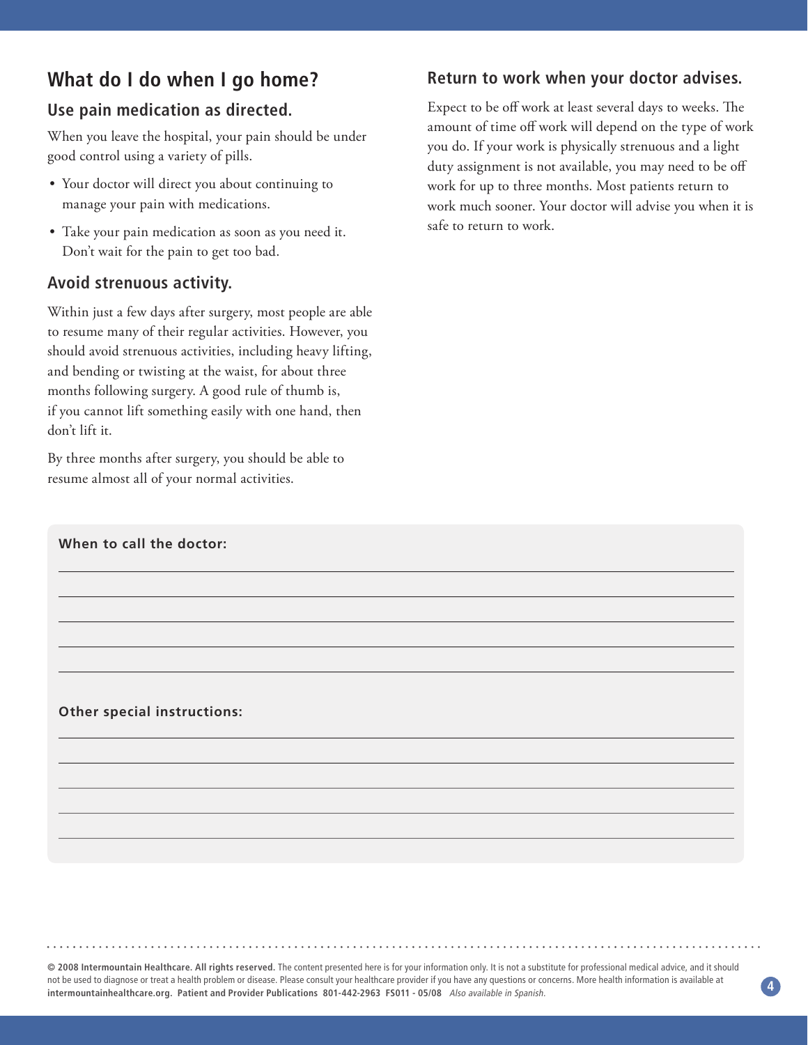## What do I do when I go home?

### Use pain medication as directed.

When you leave the hospital, your pain should be under good control using a variety of pills.

- Your doctor will direct you about continuing to manage your pain with medications.
- Take your pain medication as soon as you need it. Don't wait for the pain to get too bad.

### Avoid strenuous activity.

Within just a few days after surgery, most people are able to resume many of their regular activities. However, you should avoid strenuous activities, including heavy lifting, and bending or twisting at the waist, for about three months following surgery. A good rule of thumb is, if you cannot lift something easily with one hand, then don't lift it.

By three months after surgery, you should be able to resume almost all of your normal activities.

### Return to work when your doctor advises.

Expect to be off work at least several days to weeks. The amount of time off work will depend on the type of work you do. If your work is physically strenuous and a light duty assignment is not available, you may need to be off work for up to three months. Most patients return to work much sooner. Your doctor will advise you when it is safe to return to work.

**When to call the doctor:**

\_\_\_\_\_\_\_\_\_\_\_\_\_\_\_\_\_\_\_\_\_\_\_\_\_\_\_\_\_\_\_\_\_\_\_\_\_\_\_\_\_\_\_\_\_\_\_\_\_\_\_\_\_\_\_\_\_\_\_\_\_\_\_\_\_\_\_\_\_\_\_\_\_\_\_\_\_\_

\_\_\_\_\_\_\_\_\_\_\_\_\_\_\_\_\_\_\_\_\_\_\_\_\_\_\_\_\_\_\_\_\_\_\_\_\_\_\_\_\_\_\_\_\_\_\_\_\_\_\_\_\_\_\_\_\_\_\_\_\_\_\_\_\_\_\_\_\_\_\_\_\_\_\_\_\_\_

\_\_\_\_\_\_\_\_\_\_\_\_\_\_\_\_\_\_\_\_\_\_\_\_\_\_\_\_\_\_\_\_\_\_\_\_\_\_\_\_\_\_\_\_\_\_\_\_\_\_\_\_\_\_\_\_\_\_\_\_\_\_\_\_\_\_\_\_\_\_\_\_\_\_\_\_\_\_

\_\_\_\_\_\_\_\_\_\_\_\_\_\_\_\_\_\_\_\_\_\_\_\_\_\_\_\_\_\_\_\_\_\_\_\_\_\_\_\_\_\_\_\_\_\_\_\_\_\_\_\_\_\_\_\_\_\_\_\_\_\_\_\_\_\_\_\_\_\_\_\_\_\_\_\_\_\_

\_\_\_\_\_\_\_\_\_\_\_\_\_\_\_\_\_\_\_\_\_\_\_\_\_\_\_\_\_\_\_\_\_\_\_\_\_\_\_\_\_\_\_\_\_\_\_\_\_\_\_\_\_\_\_\_\_\_\_\_\_\_\_\_\_\_\_\_\_\_\_\_\_\_\_\_\_\_

**Other special instructions:**

\_\_\_\_\_\_\_\_\_\_\_\_\_\_\_\_\_\_\_\_\_\_\_\_\_\_\_\_\_\_\_\_\_\_\_\_\_\_\_\_\_\_\_\_\_\_\_\_\_\_\_\_\_\_\_\_\_\_\_\_\_\_\_\_\_\_\_\_\_\_\_\_\_\_\_\_\_\_

\_\_\_\_\_\_\_\_\_\_\_\_\_\_\_\_\_\_\_\_\_\_\_\_\_\_\_\_\_\_\_\_\_\_\_\_\_\_\_\_\_\_\_\_\_\_\_\_\_\_\_\_\_\_\_\_\_\_\_\_\_\_\_\_\_\_\_\_\_\_\_\_\_\_\_\_\_\_

\_\_\_\_\_\_\_\_\_\_\_\_\_\_\_\_\_\_\_\_\_\_\_\_\_\_\_\_\_\_\_\_\_\_\_\_\_\_\_\_\_\_\_\_\_\_\_\_\_\_\_\_\_\_\_\_\_\_\_\_\_\_\_\_\_\_\_\_\_\_\_\_\_\_\_\_\_\_

\_\_\_\_\_\_\_\_\_\_\_\_\_\_\_\_\_\_\_\_\_\_\_\_\_\_\_\_\_\_\_\_\_\_\_\_\_\_\_\_\_\_\_\_\_\_\_\_\_\_\_\_\_\_\_\_\_\_\_\_\_\_\_\_\_\_\_\_\_\_\_\_\_\_\_\_\_\_

\_\_\_\_\_\_\_\_\_\_\_\_\_\_\_\_\_\_\_\_\_\_\_\_\_\_\_\_\_\_\_\_\_\_\_\_\_\_\_\_\_\_\_\_\_\_\_\_\_\_\_\_\_\_\_\_\_\_\_\_\_\_\_\_\_\_\_\_\_\_\_\_\_\_\_\_\_\_

**© 2008 Intermountain Healthcare. All rights reserved.** The content presented here is for your information only. It is not a substitute for professional medical advice, and it should not be used to diagnose or treat a health problem or disease. Please consult your healthcare provider if you have any questions or concerns. More health information is available at **intermountainhealthcare.org. Patient and Provider Publications 801-442-2963 FS011 - 05/08** *Also available in Spanish.*